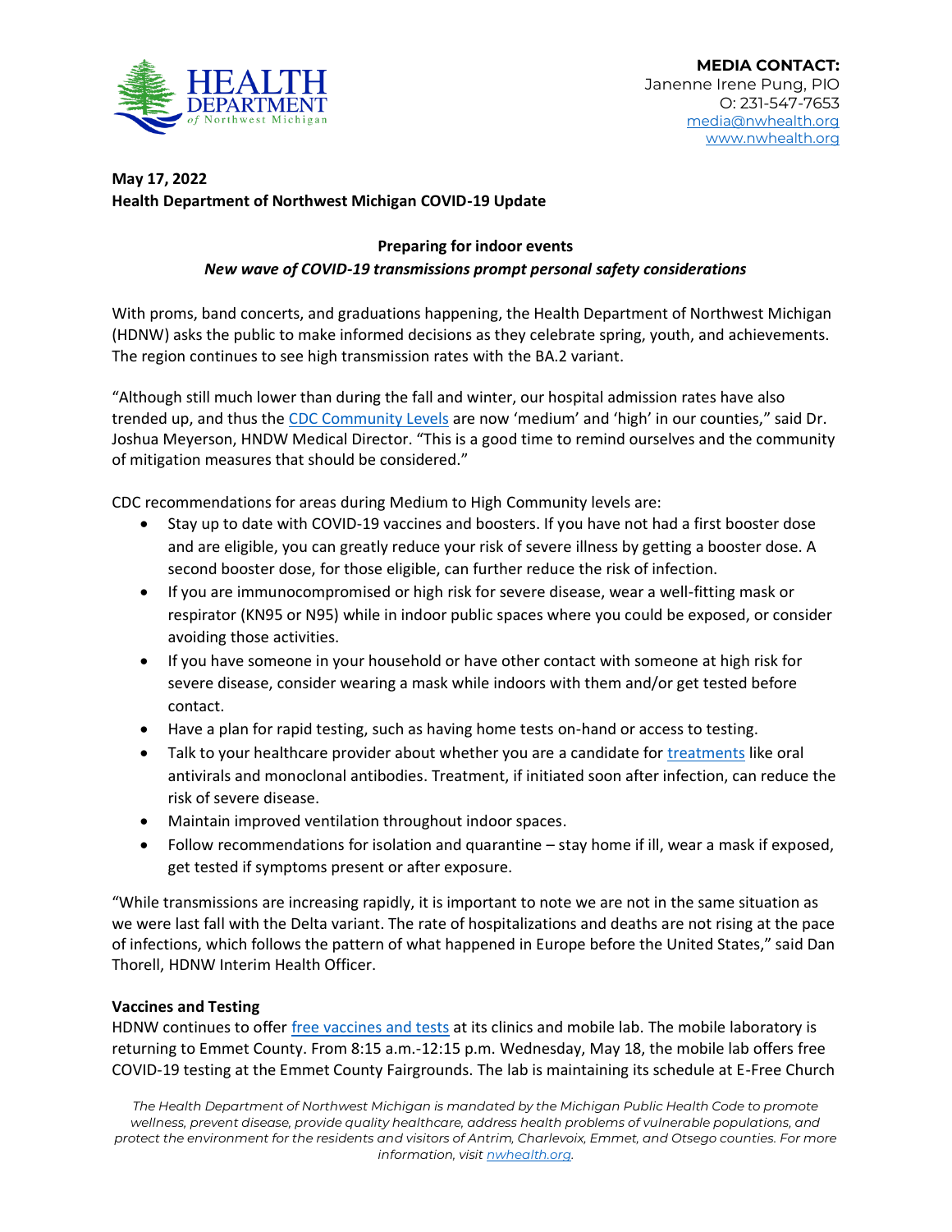**MEDIA CONTACT:**
Janenne Irene Pung, PIO
O: 231-547-7653
[media@nwhealth.org](mailto:media@nwhealth.org)
[www.nwhealth.org](http://www.nwhealth.org)

**May 17, 2022**
**Health Department of Northwest Michigan COVID-19 Update**

## Preparing for indoor events

***New wave of COVID-19 transmissions prompt personal safety considerations***

With proms, band concerts, and graduations happening, the Health Department of Northwest Michigan (HDNW) asks the public to make informed decisions as they celebrate spring, youth, and achievements. The region continues to see high transmission rates with the BA.2 variant.

"Although still much lower than during the fall and winter, our hospital admission rates have also trended up, and thus the CDC Community Levels are now 'medium' and 'high' in our counties," said Dr. Joshua Meyerson, HNDW Medical Director. "This is a good time to remind ourselves and the community of mitigation measures that should be considered."

CDC recommendations for areas during Medium to High Community levels are:

- Stay up to date with COVID-19 vaccines and boosters. If you have not had a first booster dose and are eligible, you can greatly reduce your risk of severe illness by getting a booster dose. A second booster dose, for those eligible, can further reduce the risk of infection.
- If you are immunocompromised or high risk for severe disease, wear a well-fitting mask or respirator (KN95 or N95) while in indoor public spaces where you could be exposed, or consider avoiding those activities.
- If you have someone in your household or have other contact with someone at high risk for severe disease, consider wearing a mask while indoors with them and/or get tested before contact.
- Have a plan for rapid testing, such as having home tests on-hand or access to testing.
- Talk to your healthcare provider about whether you are a candidate for treatments like oral antivirals and monoclonal antibodies. Treatment, if initiated soon after infection, can reduce the risk of severe disease.
- Maintain improved ventilation throughout indoor spaces.
- Follow recommendations for isolation and quarantine – stay home if ill, wear a mask if exposed, get tested if symptoms present or after exposure.

"While transmissions are increasing rapidly, it is important to note we are not in the same situation as we were last fall with the Delta variant. The rate of hospitalizations and deaths are not rising at the pace of infections, which follows the pattern of what happened in Europe before the United States," said Dan Thorell, HDNW Interim Health Officer.

### Vaccines and Testing

HDNW continues to offer free vaccines and tests at its clinics and mobile lab. The mobile laboratory is returning to Emmet County. From 8:15 a.m.-12:15 p.m. Wednesday, May 18, the mobile lab offers free COVID-19 testing at the Emmet County Fairgrounds. The lab is maintaining its schedule at E-Free Church

*The Health Department of Northwest Michigan is mandated by the Michigan Public Health Code to promote wellness, prevent disease, provide quality healthcare, address health problems of vulnerable populations, and protect the environment for the residents and visitors of Antrim, Charlevoix, Emmet, and Otsego counties. For more information, visit nwhealth.org.*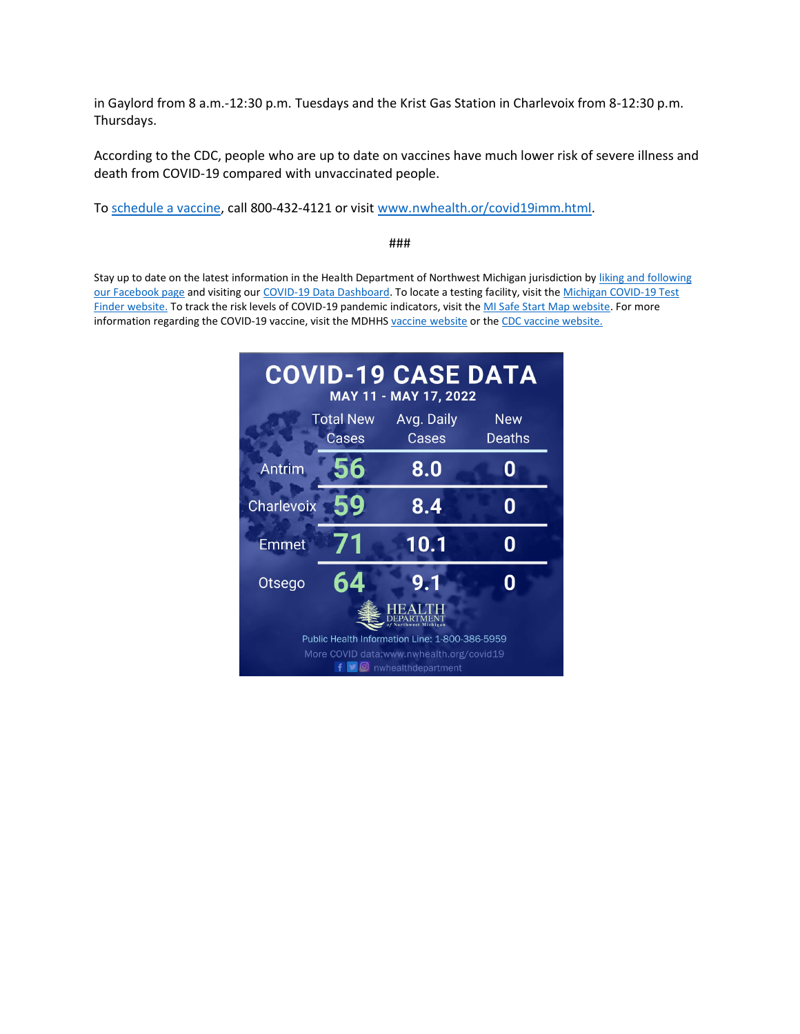in Gaylord from 8 a.m.-12:30 p.m. Tuesdays and the Krist Gas Station in Charlevoix from 8-12:30 p.m. Thursdays.

According to the CDC, people who are up to date on vaccines have much lower risk of severe illness and death from COVID-19 compared with unvaccinated people.

To schedule a vaccine, call 800-432-4121 or visit www.nwhealth.or/covid19imm.html.

###

Stay up to date on the latest information in the Health Department of Northwest Michigan jurisdiction by liking and following our Facebook page and visiting our COVID-19 Data Dashboard. To locate a testing facility, visit the Michigan COVID-19 Test Finder website. To track the risk levels of COVID-19 pandemic indicators, visit the MI Safe Start Map website. For more information regarding the COVID-19 vaccine, visit the MDHHS vaccine website or the CDC vaccine website.

## COVID-19 CASE DATA

**MAY 11 - MAY 17, 2022**

| | Total New Cases | Avg. Daily Cases | New Deaths |
|---|---|---|---|
| Antrim | 56 | 8.0 | 0 |
| Charlevoix | 59 | 8.4 | 0 |
| Emmet | 71 | 10.1 | 0 |
| Otsego | 64 | 9.1 | 0 |

HEALTH DEPARTMENT of Northwest Michigan

Public Health Information Line: 1-800-386-5959

More COVID data:www.nwhealth.org/covid19

nwhealthdepartment